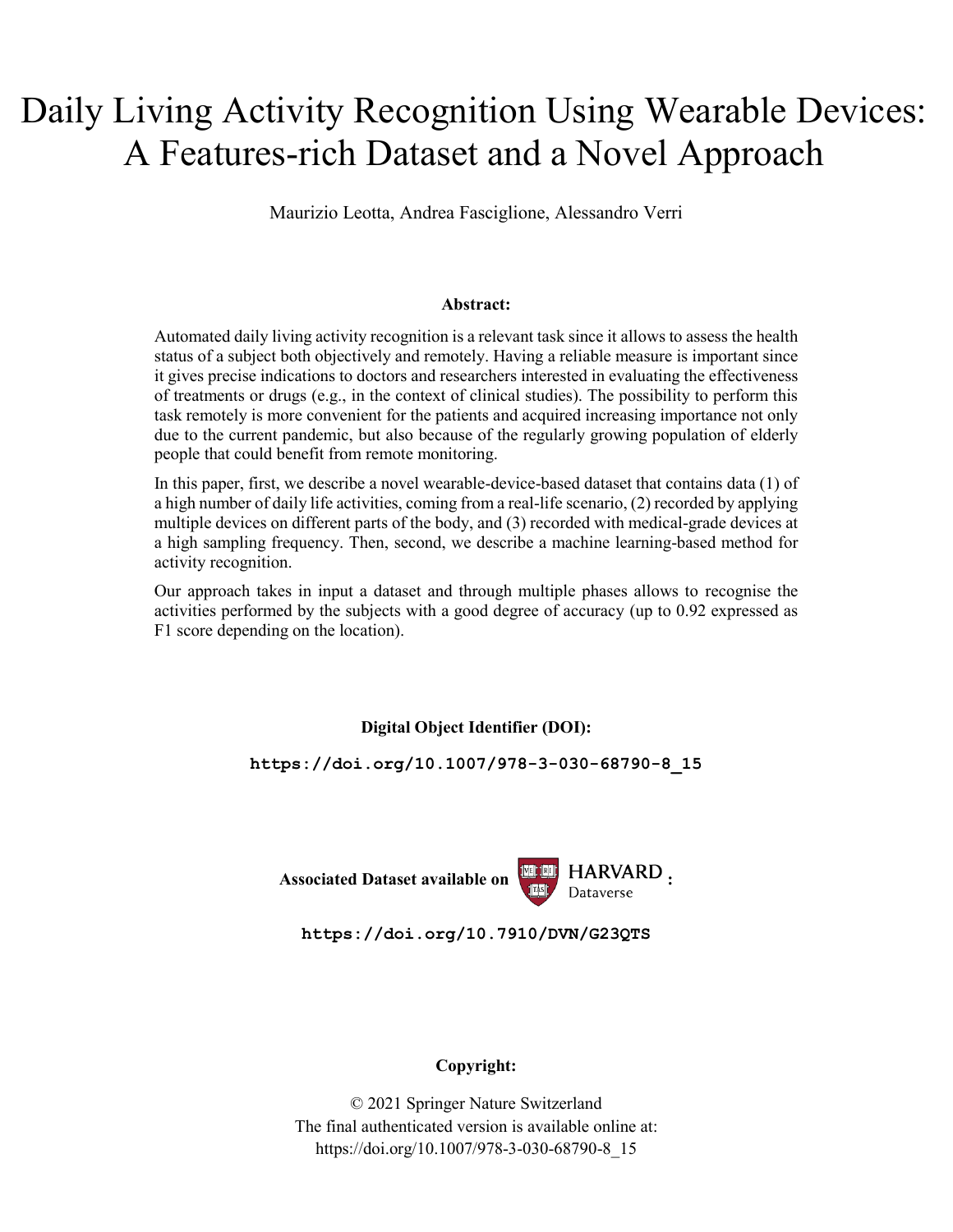# Daily Living Activity Recognition Using Wearable Devices: A Features-rich Dataset and a Novel Approach

Maurizio Leotta, Andrea Fasciglione, Alessandro Verri

**Abstract:**

Automated daily living activity recognition is a relevant task since it allows to assess the health status of a subject both objectively and remotely. Having a reliable measure is important since it gives precise indications to doctors and researchers interested in evaluating the effectiveness of treatments or drugs (e.g., in the context of clinical studies). The possibility to perform this task remotely is more convenient for the patients and acquired increasing importance not only due to the current pandemic, but also because of the regularly growing population of elderly people that could benefit from remote monitoring.

In this paper, first, we describe a novel wearable-device-based dataset that contains data (1) of a high number of daily life activities, coming from a real-life scenario, (2) recorded by applying multiple devices on different parts of the body, and (3) recorded with medical-grade devices at a high sampling frequency. Then, second, we describe a machine learning-based method for activity recognition.

Our approach takes in input a dataset and through multiple phases allows to recognise the activities performed by the subjects with a good degree of accuracy (up to 0.92 expressed as F1 score depending on the location).

**Digital Object Identifier (DOI):**

**https://doi.org/10.1007/978-3-030-68790-8_15**

**Associated Dataset available on HARVARD Dataverse:**

**https://doi.org/10.7910/DVN/G23QTS**

**Copyright:**

© 2021 Springer Nature Switzerland
The final authenticated version is available online at:
https://doi.org/10.1007/978-3-030-68790-8_15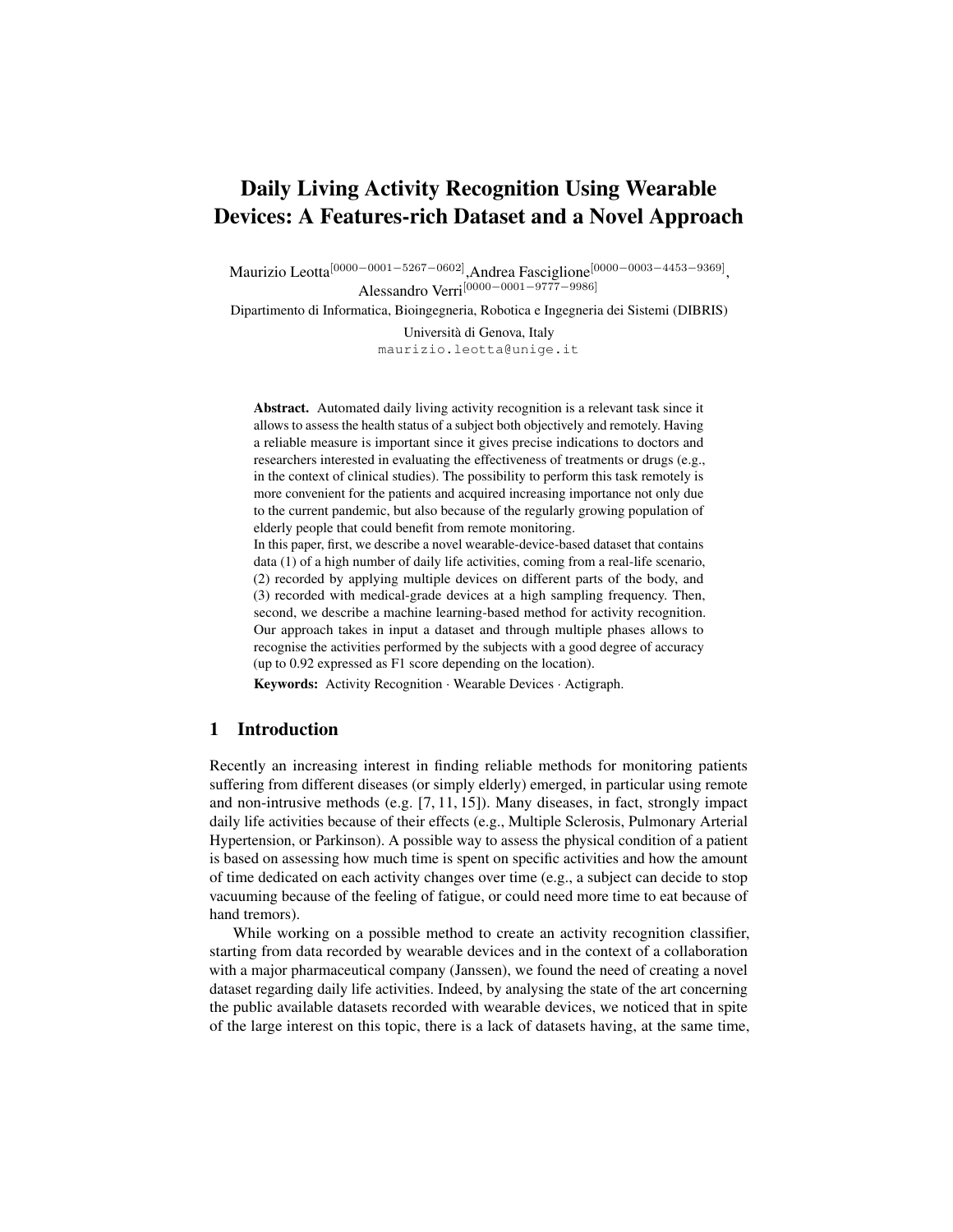# Daily Living Activity Recognition Using Wearable Devices: A Features-rich Dataset and a Novel Approach

Maurizio Leotta[0000−0001−5267−0602], Andrea Fasciglione[0000−0003−4453−9369], Alessandro Verri[0000−0001−9777−9986]

Dipartimento di Informatica, Bioingegneria, Robotica e Ingegneria dei Sistemi (DIBRIS)

Università di Genova, Italy

maurizio.leotta@unige.it

**Abstract.** Automated daily living activity recognition is a relevant task since it allows to assess the health status of a subject both objectively and remotely. Having a reliable measure is important since it gives precise indications to doctors and researchers interested in evaluating the effectiveness of treatments or drugs (e.g., in the context of clinical studies). The possibility to perform this task remotely is more convenient for the patients and acquired increasing importance not only due to the current pandemic, but also because of the regularly growing population of elderly people that could benefit from remote monitoring.
In this paper, first, we describe a novel wearable-device-based dataset that contains data (1) of a high number of daily life activities, coming from a real-life scenario, (2) recorded by applying multiple devices on different parts of the body, and (3) recorded with medical-grade devices at a high sampling frequency. Then, second, we describe a machine learning-based method for activity recognition. Our approach takes in input a dataset and through multiple phases allows to recognise the activities performed by the subjects with a good degree of accuracy (up to 0.92 expressed as F1 score depending on the location).

**Keywords:** Activity Recognition · Wearable Devices · Actigraph.

## 1 Introduction

Recently an increasing interest in finding reliable methods for monitoring patients suffering from different diseases (or simply elderly) emerged, in particular using remote and non-intrusive methods (e.g. [7, 11, 15]). Many diseases, in fact, strongly impact daily life activities because of their effects (e.g., Multiple Sclerosis, Pulmonary Arterial Hypertension, or Parkinson). A possible way to assess the physical condition of a patient is based on assessing how much time is spent on specific activities and how the amount of time dedicated on each activity changes over time (e.g., a subject can decide to stop vacuuming because of the feeling of fatigue, or could need more time to eat because of hand tremors).

While working on a possible method to create an activity recognition classifier, starting from data recorded by wearable devices and in the context of a collaboration with a major pharmaceutical company (Janssen), we found the need of creating a novel dataset regarding daily life activities. Indeed, by analysing the state of the art concerning the public available datasets recorded with wearable devices, we noticed that in spite of the large interest on this topic, there is a lack of datasets having, at the same time,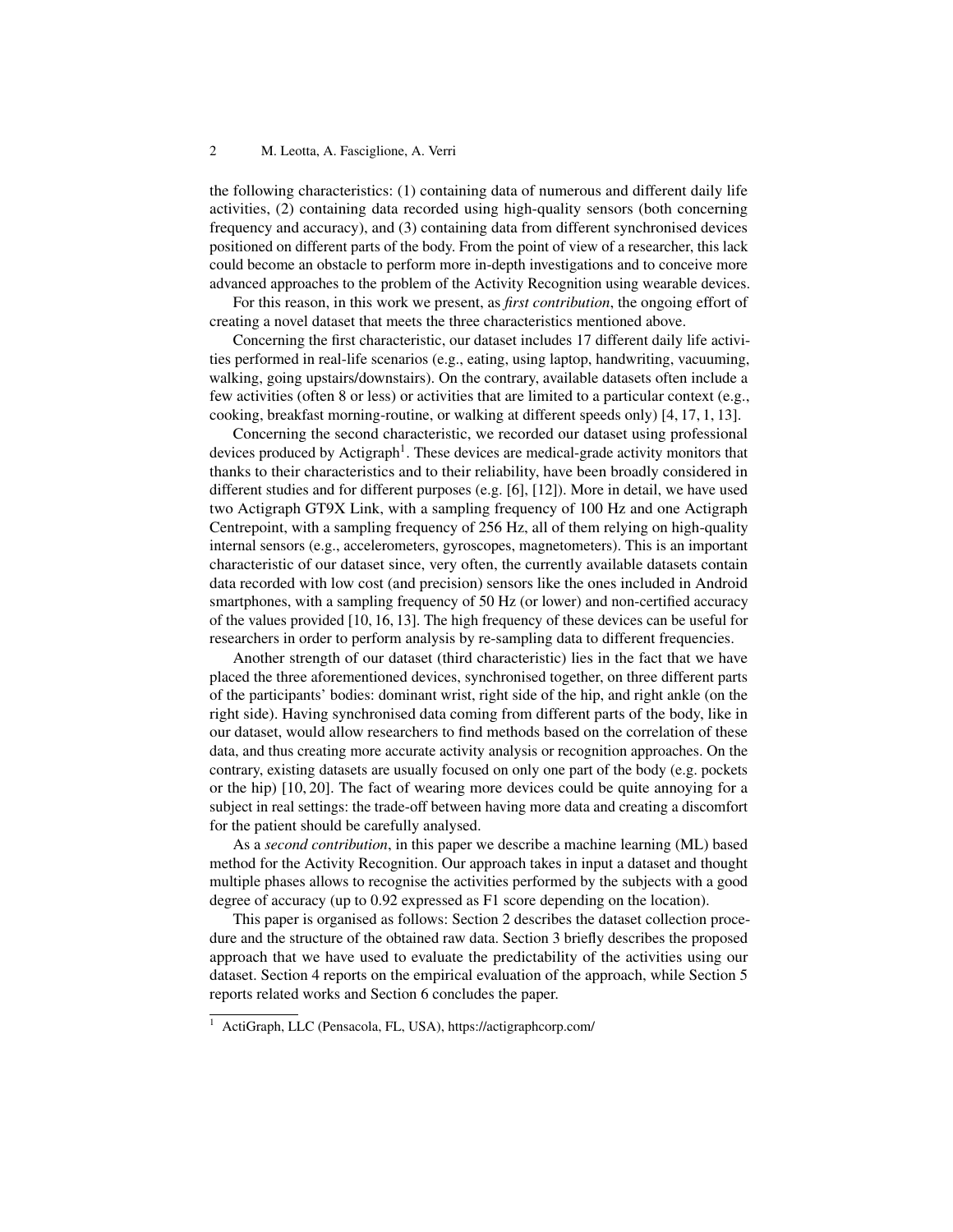the following characteristics: (1) containing data of numerous and different daily life activities, (2) containing data recorded using high-quality sensors (both concerning frequency and accuracy), and (3) containing data from different synchronised devices positioned on different parts of the body. From the point of view of a researcher, this lack could become an obstacle to perform more in-depth investigations and to conceive more advanced approaches to the problem of the Activity Recognition using wearable devices.

For this reason, in this work we present, as *first contribution*, the ongoing effort of creating a novel dataset that meets the three characteristics mentioned above.

Concerning the first characteristic, our dataset includes 17 different daily life activities performed in real-life scenarios (e.g., eating, using laptop, handwriting, vacuuming, walking, going upstairs/downstairs). On the contrary, available datasets often include a few activities (often 8 or less) or activities that are limited to a particular context (e.g., cooking, breakfast morning-routine, or walking at different speeds only) [4, 17, 1, 13].

Concerning the second characteristic, we recorded our dataset using professional devices produced by Actigraph[1]. These devices are medical-grade activity monitors that thanks to their characteristics and to their reliability, have been broadly considered in different studies and for different purposes (e.g. [6], [12]). More in detail, we have used two Actigraph GT9X Link, with a sampling frequency of 100 Hz and one Actigraph Centrepoint, with a sampling frequency of 256 Hz, all of them relying on high-quality internal sensors (e.g., accelerometers, gyroscopes, magnetometers). This is an important characteristic of our dataset since, very often, the currently available datasets contain data recorded with low cost (and precision) sensors like the ones included in Android smartphones, with a sampling frequency of 50 Hz (or lower) and non-certified accuracy of the values provided [10, 16, 13]. The high frequency of these devices can be useful for researchers in order to perform analysis by re-sampling data to different frequencies.

Another strength of our dataset (third characteristic) lies in the fact that we have placed the three aforementioned devices, synchronised together, on three different parts of the participants' bodies: dominant wrist, right side of the hip, and right ankle (on the right side). Having synchronised data coming from different parts of the body, like in our dataset, would allow researchers to find methods based on the correlation of these data, and thus creating more accurate activity analysis or recognition approaches. On the contrary, existing datasets are usually focused on only one part of the body (e.g. pockets or the hip) [10, 20]. The fact of wearing more devices could be quite annoying for a subject in real settings: the trade-off between having more data and creating a discomfort for the patient should be carefully analysed.

As a *second contribution*, in this paper we describe a machine learning (ML) based method for the Activity Recognition. Our approach takes in input a dataset and thought multiple phases allows to recognise the activities performed by the subjects with a good degree of accuracy (up to 0.92 expressed as F1 score depending on the location).

This paper is organised as follows: Section 2 describes the dataset collection procedure and the structure of the obtained raw data. Section 3 briefly describes the proposed approach that we have used to evaluate the predictability of the activities using our dataset. Section 4 reports on the empirical evaluation of the approach, while Section 5 reports related works and Section 6 concludes the paper.

[1] ActiGraph, LLC (Pensacola, FL, USA), https://actigraphcorp.com/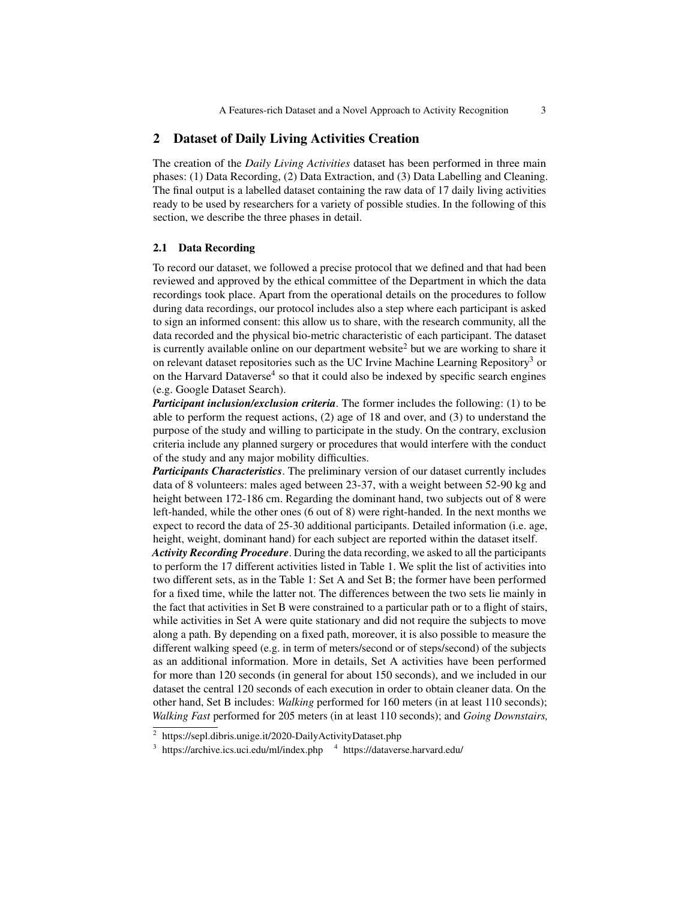## 2 Dataset of Daily Living Activities Creation

The creation of the *Daily Living Activities* dataset has been performed in three main phases: (1) Data Recording, (2) Data Extraction, and (3) Data Labelling and Cleaning. The final output is a labelled dataset containing the raw data of 17 daily living activities ready to be used by researchers for a variety of possible studies. In the following of this section, we describe the three phases in detail.

### 2.1 Data Recording

To record our dataset, we followed a precise protocol that we defined and that had been reviewed and approved by the ethical committee of the Department in which the data recordings took place. Apart from the operational details on the procedures to follow during data recordings, our protocol includes also a step where each participant is asked to sign an informed consent: this allow us to share, with the research community, all the data recorded and the physical bio-metric characteristic of each participant. The dataset is currently available online on our department website[2] but we are working to share it on relevant dataset repositories such as the UC Irvine Machine Learning Repository[3] or on the Harvard Dataverse[4] so that it could also be indexed by specific search engines (e.g. Google Dataset Search).

***Participant inclusion/exclusion criteria***. The former includes the following: (1) to be able to perform the request actions, (2) age of 18 and over, and (3) to understand the purpose of the study and willing to participate in the study. On the contrary, exclusion criteria include any planned surgery or procedures that would interfere with the conduct of the study and any major mobility difficulties.

***Participants Characteristics***. The preliminary version of our dataset currently includes data of 8 volunteers: males aged between 23-37, with a weight between 52-90 kg and height between 172-186 cm. Regarding the dominant hand, two subjects out of 8 were left-handed, while the other ones (6 out of 8) were right-handed. In the next months we expect to record the data of 25-30 additional participants. Detailed information (i.e. age, height, weight, dominant hand) for each subject are reported within the dataset itself.

***Activity Recording Procedure***. During the data recording, we asked to all the participants to perform the 17 different activities listed in Table 1. We split the list of activities into two different sets, as in the Table 1: Set A and Set B; the former have been performed for a fixed time, while the latter not. The differences between the two sets lie mainly in the fact that activities in Set B were constrained to a particular path or to a flight of stairs, while activities in Set A were quite stationary and did not require the subjects to move along a path. By depending on a fixed path, moreover, it is also possible to measure the different walking speed (e.g. in term of meters/second or of steps/second) of the subjects as an additional information. More in details, Set A activities have been performed for more than 120 seconds (in general for about 150 seconds), and we included in our dataset the central 120 seconds of each execution in order to obtain cleaner data. On the other hand, Set B includes: *Walking* performed for 160 meters (in at least 110 seconds); *Walking Fast* performed for 205 meters (in at least 110 seconds); and *Going Downstairs,*

[2] https://sepl.dibris.unige.it/2020-DailyActivityDataset.php

[3] https://archive.ics.uci.edu/ml/index.php [4] https://dataverse.harvard.edu/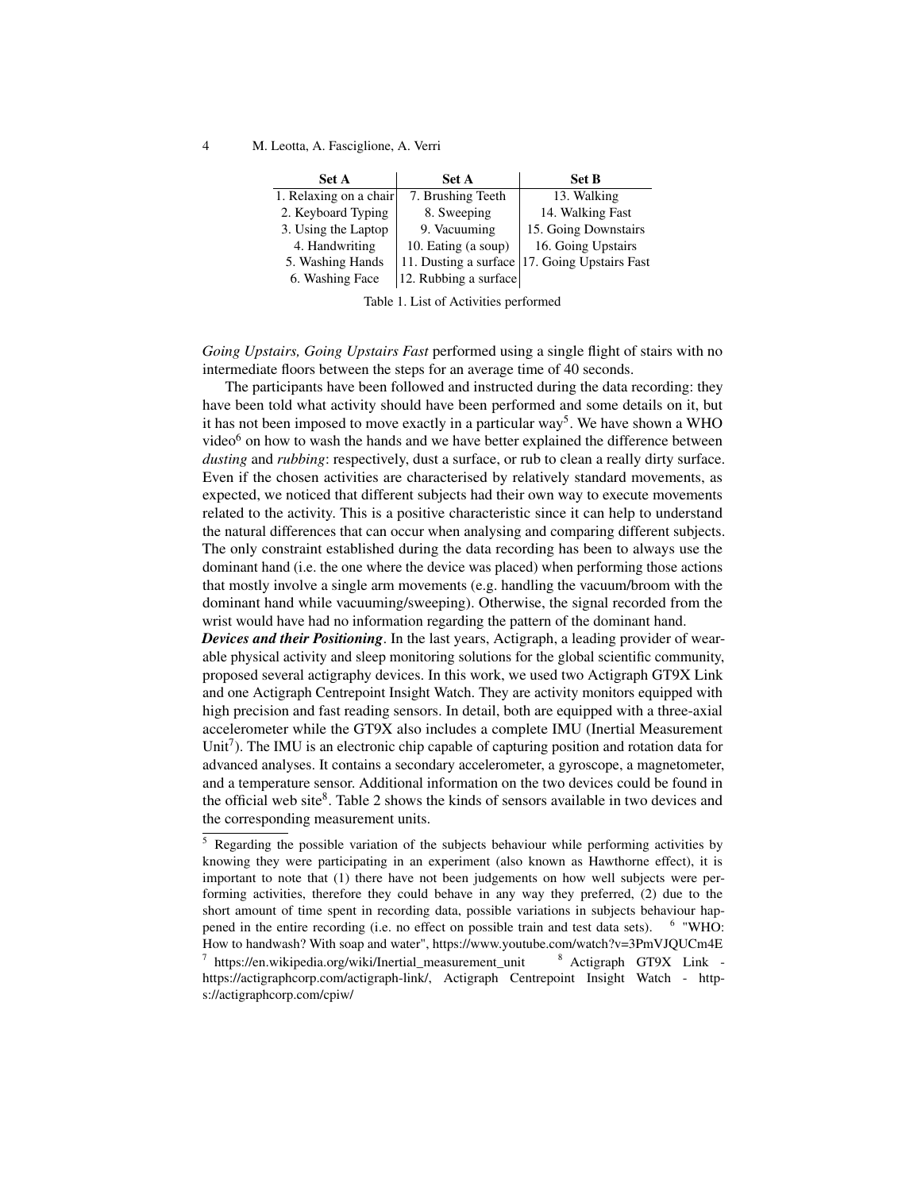| Set A | Set A | Set B |
|---|---|---|
| 1. Relaxing on a chair | 7. Brushing Teeth | 13. Walking |
| 2. Keyboard Typing | 8. Sweeping | 14. Walking Fast |
| 3. Using the Laptop | 9. Vacuuming | 15. Going Downstairs |
| 4. Handwriting | 10. Eating (a soup) | 16. Going Upstairs |
| 5. Washing Hands | 11. Dusting a surface | 17. Going Upstairs Fast |
| 6. Washing Face | 12. Rubbing a surface | |

Table 1. List of Activities performed

*Going Upstairs, Going Upstairs Fast* performed using a single flight of stairs with no intermediate floors between the steps for an average time of 40 seconds.

The participants have been followed and instructed during the data recording: they have been told what activity should have been performed and some details on it, but it has not been imposed to move exactly in a particular way[5]. We have shown a WHO video[6] on how to wash the hands and we have better explained the difference between *dusting* and *rubbing*: respectively, dust a surface, or rub to clean a really dirty surface. Even if the chosen activities are characterised by relatively standard movements, as expected, we noticed that different subjects had their own way to execute movements related to the activity. This is a positive characteristic since it can help to understand the natural differences that can occur when analysing and comparing different subjects. The only constraint established during the data recording has been to always use the dominant hand (i.e. the one where the device was placed) when performing those actions that mostly involve a single arm movements (e.g. handling the vacuum/broom with the dominant hand while vacuuming/sweeping). Otherwise, the signal recorded from the wrist would have had no information regarding the pattern of the dominant hand.

***Devices and their Positioning***. In the last years, Actigraph, a leading provider of wearable physical activity and sleep monitoring solutions for the global scientific community, proposed several actigraphy devices. In this work, we used two Actigraph GT9X Link and one Actigraph Centrepoint Insight Watch. They are activity monitors equipped with high precision and fast reading sensors. In detail, both are equipped with a three-axial accelerometer while the GT9X also includes a complete IMU (Inertial Measurement Unit[7]). The IMU is an electronic chip capable of capturing position and rotation data for advanced analyses. It contains a secondary accelerometer, a gyroscope, a magnetometer, and a temperature sensor. Additional information on the two devices could be found in the official web site[8]. Table 2 shows the kinds of sensors available in two devices and the corresponding measurement units.

---

[5] Regarding the possible variation of the subjects behaviour while performing activities by knowing they were participating in an experiment (also known as Hawthorne effect), it is important to note that (1) there have not been judgements on how well subjects were performing activities, therefore they could behave in any way they preferred, (2) due to the short amount of time spent in recording data, possible variations in subjects behaviour happened in the entire recording (i.e. no effect on possible train and test data sets).

[6] "WHO: How to handwash? With soap and water", https://www.youtube.com/watch?v=3PmVJQUCm4E

[7] https://en.wikipedia.org/wiki/Inertial_measurement_unit

[8] Actigraph GT9X Link - https://actigraphcorp.com/actigraph-link/, Actigraph Centrepoint Insight Watch - https://actigraphcorp.com/cpiw/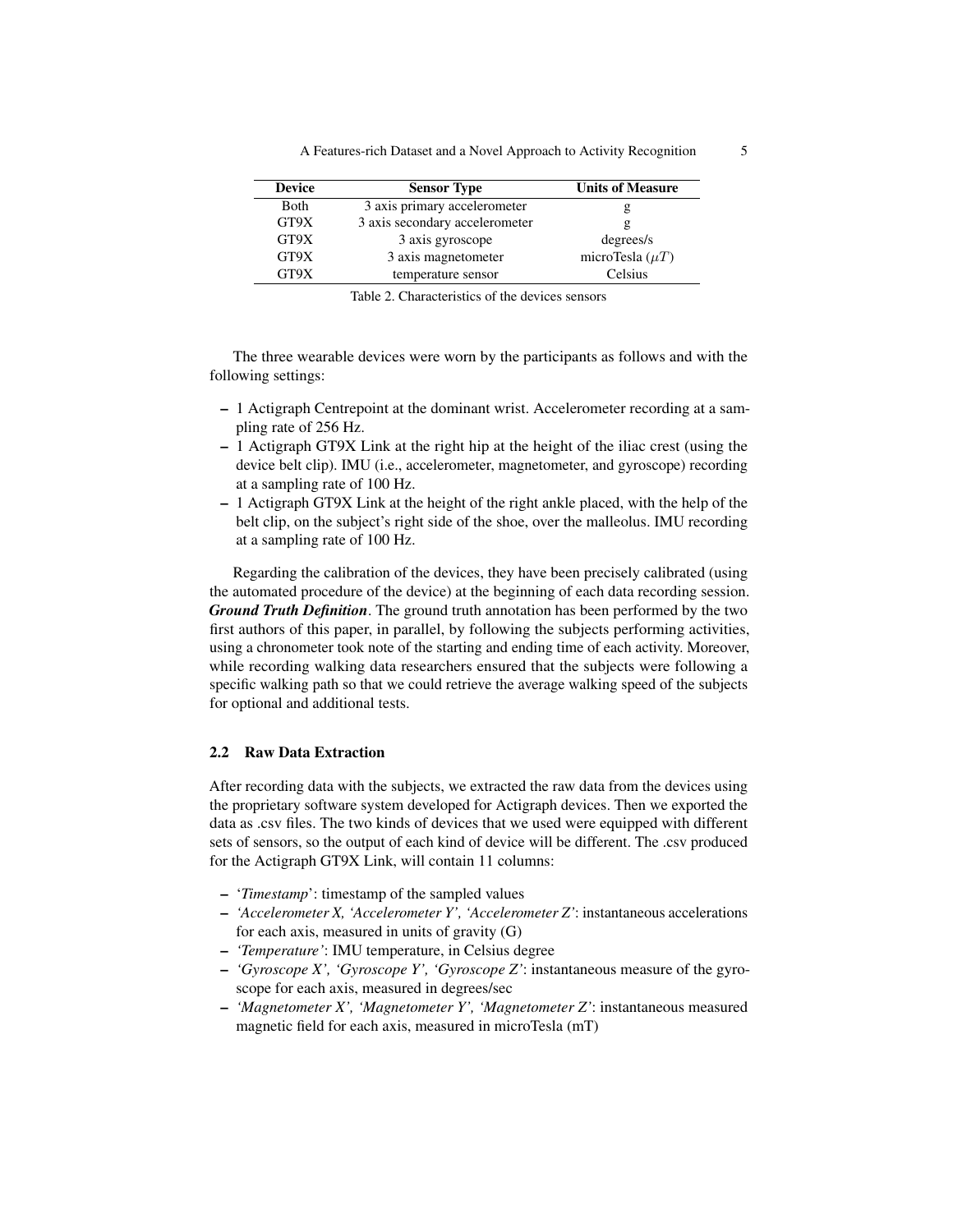| Device | Sensor Type | Units of Measure |
| --- | --- | --- |
| Both | 3 axis primary accelerometer | g |
| GT9X | 3 axis secondary accelerometer | g |
| GT9X | 3 axis gyroscope | degrees/s |
| GT9X | 3 axis magnetometer | microTesla ($\mu T$) |
| GT9X | temperature sensor | Celsius |

Table 2. Characteristics of the devices sensors

The three wearable devices were worn by the participants as follows and with the following settings:

- 1 Actigraph Centrepoint at the dominant wrist. Accelerometer recording at a sampling rate of 256 Hz.
- 1 Actigraph GT9X Link at the right hip at the height of the iliac crest (using the device belt clip). IMU (i.e., accelerometer, magnetometer, and gyroscope) recording at a sampling rate of 100 Hz.
- 1 Actigraph GT9X Link at the height of the right ankle placed, with the help of the belt clip, on the subject's right side of the shoe, over the malleolus. IMU recording at a sampling rate of 100 Hz.

Regarding the calibration of the devices, they have been precisely calibrated (using the automated procedure of the device) at the beginning of each data recording session. ***Ground Truth Definition***. The ground truth annotation has been performed by the two first authors of this paper, in parallel, by following the subjects performing activities, using a chronometer took note of the starting and ending time of each activity. Moreover, while recording walking data researchers ensured that the subjects were following a specific walking path so that we could retrieve the average walking speed of the subjects for optional and additional tests.

### 2.2 Raw Data Extraction

After recording data with the subjects, we extracted the raw data from the devices using the proprietary software system developed for Actigraph devices. Then we exported the data as .csv files. The two kinds of devices that we used were equipped with different sets of sensors, so the output of each kind of device will be different. The .csv produced for the Actigraph GT9X Link, will contain 11 columns:

- '*Timestamp*': timestamp of the sampled values
- *'Accelerometer X, 'Accelerometer Y', 'Accelerometer Z'*: instantaneous accelerations for each axis, measured in units of gravity (G)
- *'Temperature'*: IMU temperature, in Celsius degree
- *'Gyroscope X', 'Gyroscope Y', 'Gyroscope Z'*: instantaneous measure of the gyroscope for each axis, measured in degrees/sec
- *'Magnetometer X', 'Magnetometer Y', 'Magnetometer Z'*: instantaneous measured magnetic field for each axis, measured in microTesla (mT)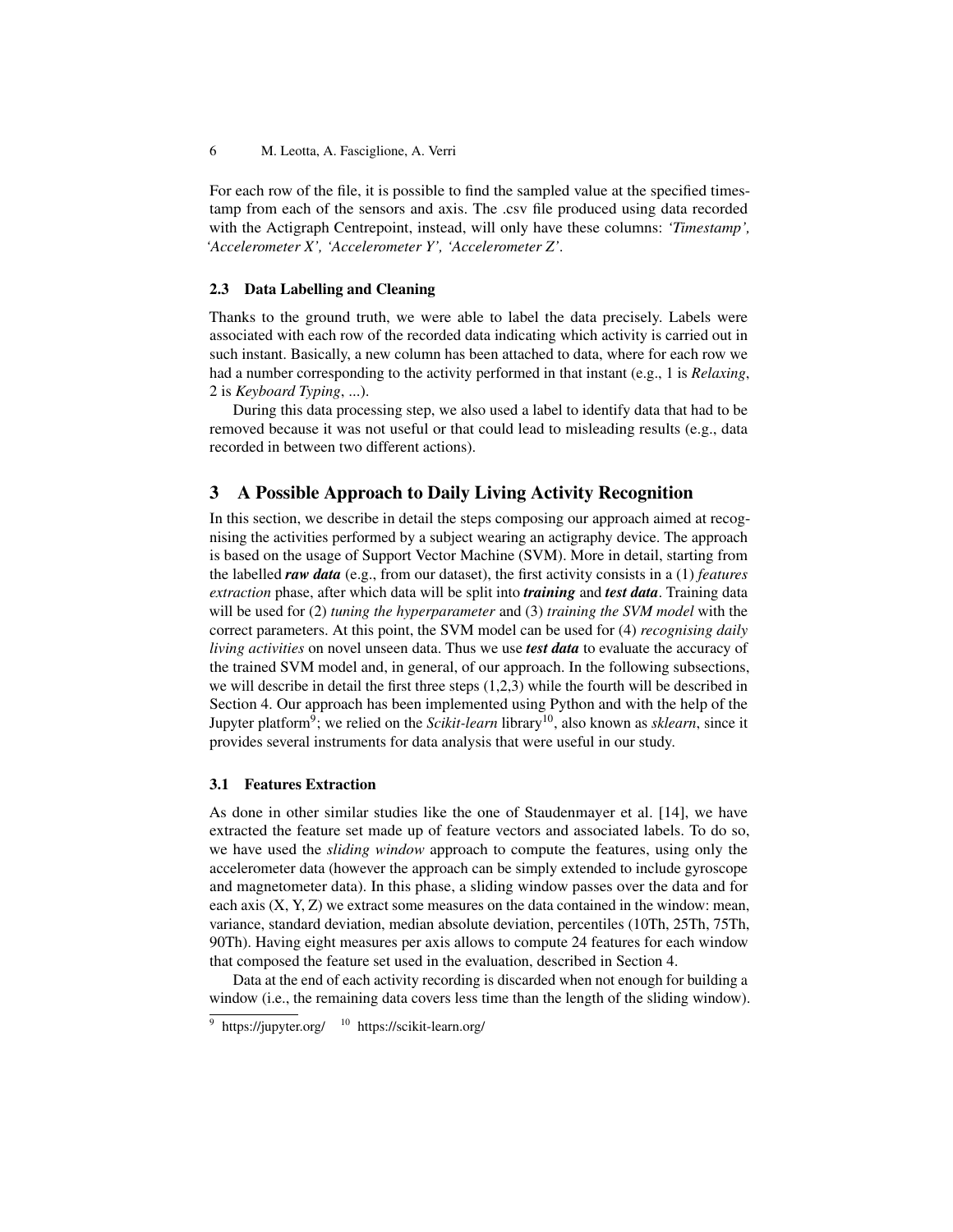For each row of the file, it is possible to find the sampled value at the specified timestamp from each of the sensors and axis. The .csv file produced using data recorded with the Actigraph Centrepoint, instead, will only have these columns: *'Timestamp', 'Accelerometer X', 'Accelerometer Y', 'Accelerometer Z'*.

### 2.3 Data Labelling and Cleaning

Thanks to the ground truth, we were able to label the data precisely. Labels were associated with each row of the recorded data indicating which activity is carried out in such instant. Basically, a new column has been attached to data, where for each row we had a number corresponding to the activity performed in that instant (e.g., 1 is *Relaxing*, 2 is *Keyboard Typing*, ...).

During this data processing step, we also used a label to identify data that had to be removed because it was not useful or that could lead to misleading results (e.g., data recorded in between two different actions).

## 3 A Possible Approach to Daily Living Activity Recognition

In this section, we describe in detail the steps composing our approach aimed at recognising the activities performed by a subject wearing an actigraphy device. The approach is based on the usage of Support Vector Machine (SVM). More in detail, starting from the labelled ***raw data*** (e.g., from our dataset), the first activity consists in a (1) *features extraction* phase, after which data will be split into ***training*** and ***test data***. Training data will be used for (2) *tuning the hyperparameter* and (3) *training the SVM model* with the correct parameters. At this point, the SVM model can be used for (4) *recognising daily living activities* on novel unseen data. Thus we use ***test data*** to evaluate the accuracy of the trained SVM model and, in general, of our approach. In the following subsections, we will describe in detail the first three steps (1,2,3) while the fourth will be described in Section 4. Our approach has been implemented using Python and with the help of the Jupyter platform[9]; we relied on the *Scikit-learn* library[10], also known as *sklearn*, since it provides several instruments for data analysis that were useful in our study.

### 3.1 Features Extraction

As done in other similar studies like the one of Staudenmayer et al. [14], we have extracted the feature set made up of feature vectors and associated labels. To do so, we have used the *sliding window* approach to compute the features, using only the accelerometer data (however the approach can be simply extended to include gyroscope and magnetometer data). In this phase, a sliding window passes over the data and for each axis (X, Y, Z) we extract some measures on the data contained in the window: mean, variance, standard deviation, median absolute deviation, percentiles (10Th, 25Th, 75Th, 90Th). Having eight measures per axis allows to compute 24 features for each window that composed the feature set used in the evaluation, described in Section 4.

Data at the end of each activity recording is discarded when not enough for building a window (i.e., the remaining data covers less time than the length of the sliding window).

[9] https://jupyter.org/ [10] https://scikit-learn.org/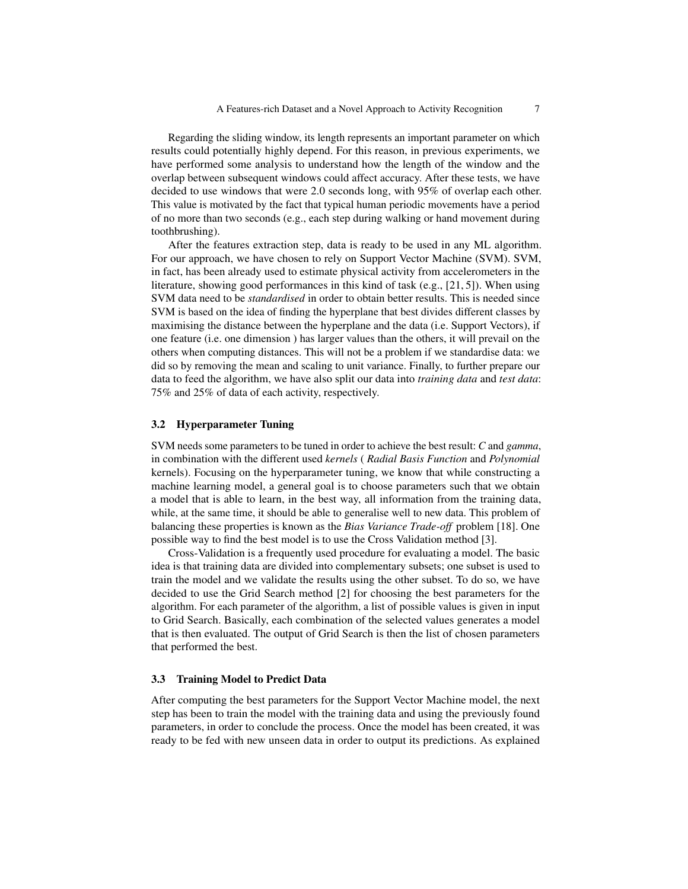Regarding the sliding window, its length represents an important parameter on which results could potentially highly depend. For this reason, in previous experiments, we have performed some analysis to understand how the length of the window and the overlap between subsequent windows could affect accuracy. After these tests, we have decided to use windows that were 2.0 seconds long, with 95% of overlap each other. This value is motivated by the fact that typical human periodic movements have a period of no more than two seconds (e.g., each step during walking or hand movement during toothbrushing).

After the features extraction step, data is ready to be used in any ML algorithm. For our approach, we have chosen to rely on Support Vector Machine (SVM). SVM, in fact, has been already used to estimate physical activity from accelerometers in the literature, showing good performances in this kind of task (e.g., [21, 5]). When using SVM data need to be *standardised* in order to obtain better results. This is needed since SVM is based on the idea of finding the hyperplane that best divides different classes by maximising the distance between the hyperplane and the data (i.e. Support Vectors), if one feature (i.e. one dimension ) has larger values than the others, it will prevail on the others when computing distances. This will not be a problem if we standardise data: we did so by removing the mean and scaling to unit variance. Finally, to further prepare our data to feed the algorithm, we have also split our data into *training data* and *test data*: 75% and 25% of data of each activity, respectively.

### 3.2 Hyperparameter Tuning

SVM needs some parameters to be tuned in order to achieve the best result: *C* and *gamma*, in combination with the different used *kernels* ( *Radial Basis Function* and *Polynomial* kernels). Focusing on the hyperparameter tuning, we know that while constructing a machine learning model, a general goal is to choose parameters such that we obtain a model that is able to learn, in the best way, all information from the training data, while, at the same time, it should be able to generalise well to new data. This problem of balancing these properties is known as the *Bias Variance Trade-off* problem [18]. One possible way to find the best model is to use the Cross Validation method [3].

Cross-Validation is a frequently used procedure for evaluating a model. The basic idea is that training data are divided into complementary subsets; one subset is used to train the model and we validate the results using the other subset. To do so, we have decided to use the Grid Search method [2] for choosing the best parameters for the algorithm. For each parameter of the algorithm, a list of possible values is given in input to Grid Search. Basically, each combination of the selected values generates a model that is then evaluated. The output of Grid Search is then the list of chosen parameters that performed the best.

### 3.3 Training Model to Predict Data

After computing the best parameters for the Support Vector Machine model, the next step has been to train the model with the training data and using the previously found parameters, in order to conclude the process. Once the model has been created, it was ready to be fed with new unseen data in order to output its predictions. As explained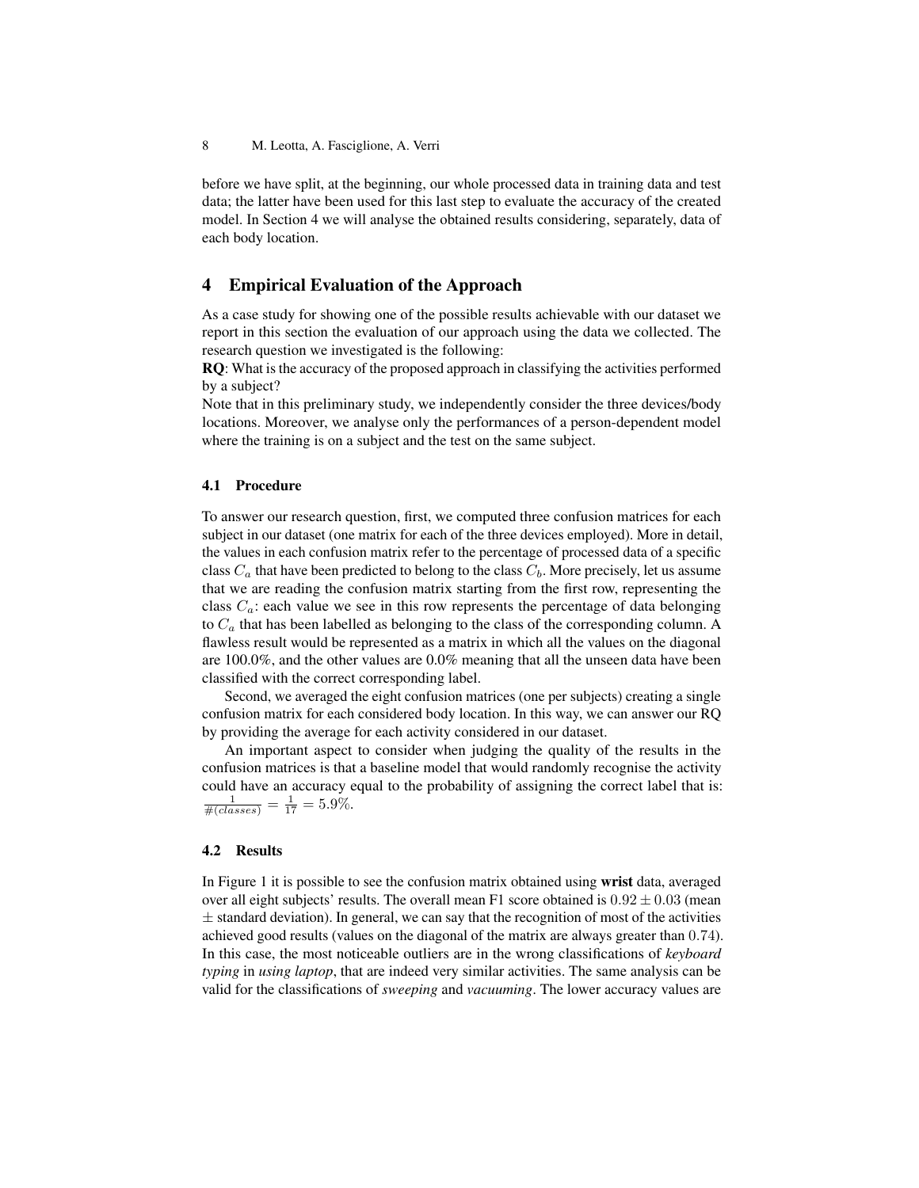before we have split, at the beginning, our whole processed data in training data and test data; the latter have been used for this last step to evaluate the accuracy of the created model. In Section 4 we will analyse the obtained results considering, separately, data of each body location.

## 4 Empirical Evaluation of the Approach

As a case study for showing one of the possible results achievable with our dataset we report in this section the evaluation of our approach using the data we collected. The research question we investigated is the following:

**RQ**: What is the accuracy of the proposed approach in classifying the activities performed by a subject?

Note that in this preliminary study, we independently consider the three devices/body locations. Moreover, we analyse only the performances of a person-dependent model where the training is on a subject and the test on the same subject.

### 4.1 Procedure

To answer our research question, first, we computed three confusion matrices for each subject in our dataset (one matrix for each of the three devices employed). More in detail, the values in each confusion matrix refer to the percentage of processed data of a specific class $C_a$ that have been predicted to belong to the class $C_b$. More precisely, let us assume that we are reading the confusion matrix starting from the first row, representing the class $C_a$: each value we see in this row represents the percentage of data belonging to $C_a$ that has been labelled as belonging to the class of the corresponding column. A flawless result would be represented as a matrix in which all the values on the diagonal are 100.0%, and the other values are 0.0% meaning that all the unseen data have been classified with the correct corresponding label.

Second, we averaged the eight confusion matrices (one per subjects) creating a single confusion matrix for each considered body location. In this way, we can answer our RQ by providing the average for each activity considered in our dataset.

An important aspect to consider when judging the quality of the results in the confusion matrices is that a baseline model that would randomly recognise the activity could have an accuracy equal to the probability of assigning the correct label that is: $\frac{1}{\#(classes)} = \frac{1}{17} = 5.9\%$.

### 4.2 Results

In Figure 1 it is possible to see the confusion matrix obtained using **wrist** data, averaged over all eight subjects' results. The overall mean F1 score obtained is $0.92 \pm 0.03$ (mean $\pm$ standard deviation). In general, we can say that the recognition of most of the activities achieved good results (values on the diagonal of the matrix are always greater than $0.74$). In this case, the most noticeable outliers are in the wrong classifications of *keyboard typing* in *using laptop*, that are indeed very similar activities. The same analysis can be valid for the classifications of *sweeping* and *vacuuming*. The lower accuracy values are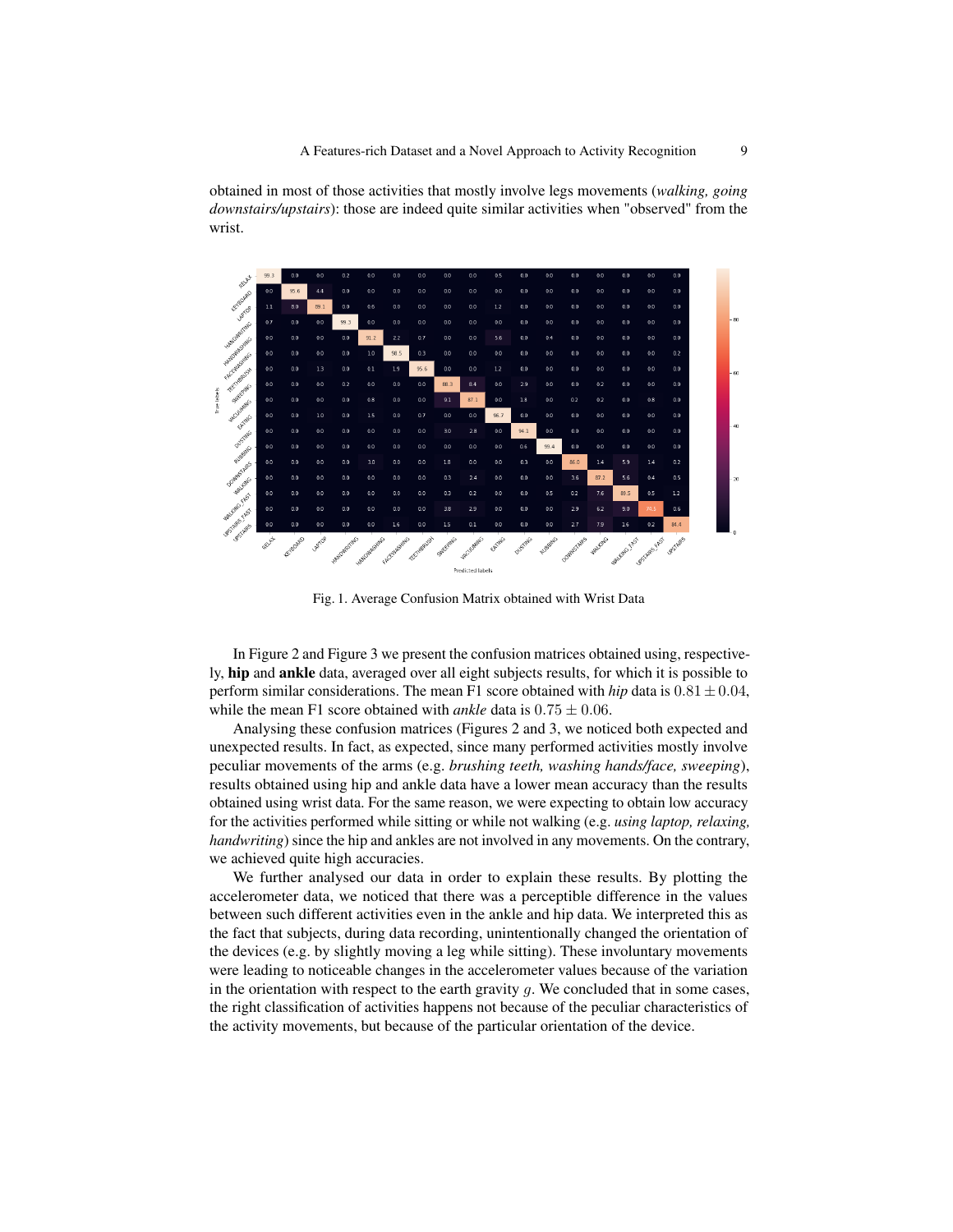obtained in most of those activities that mostly involve legs movements (*walking, going downstairs/upstairs*): those are indeed quite similar activities when "observed" from the wrist.

Fig. 1. Average Confusion Matrix obtained with Wrist Data

In Figure 2 and Figure 3 we present the confusion matrices obtained using, respectively, **hip** and **ankle** data, averaged over all eight subjects results, for which it is possible to perform similar considerations. The mean F1 score obtained with *hip* data is $0.81 \pm 0.04$, while the mean F1 score obtained with *ankle* data is $0.75 \pm 0.06$.

Analysing these confusion matrices (Figures 2 and 3, we noticed both expected and unexpected results. In fact, as expected, since many performed activities mostly involve peculiar movements of the arms (e.g. *brushing teeth, washing hands/face, sweeping*), results obtained using hip and ankle data have a lower mean accuracy than the results obtained using wrist data. For the same reason, we were expecting to obtain low accuracy for the activities performed while sitting or while not walking (e.g. *using laptop, relaxing, handwriting*) since the hip and ankles are not involved in any movements. On the contrary, we achieved quite high accuracies.

We further analysed our data in order to explain these results. By plotting the accelerometer data, we noticed that there was a perceptible difference in the values between such different activities even in the ankle and hip data. We interpreted this as the fact that subjects, during data recording, unintentionally changed the orientation of the devices (e.g. by slightly moving a leg while sitting). These involuntary movements were leading to noticeable changes in the accelerometer values because of the variation in the orientation with respect to the earth gravity $g$. We concluded that in some cases, the right classification of activities happens not because of the peculiar characteristics of the activity movements, but because of the particular orientation of the device.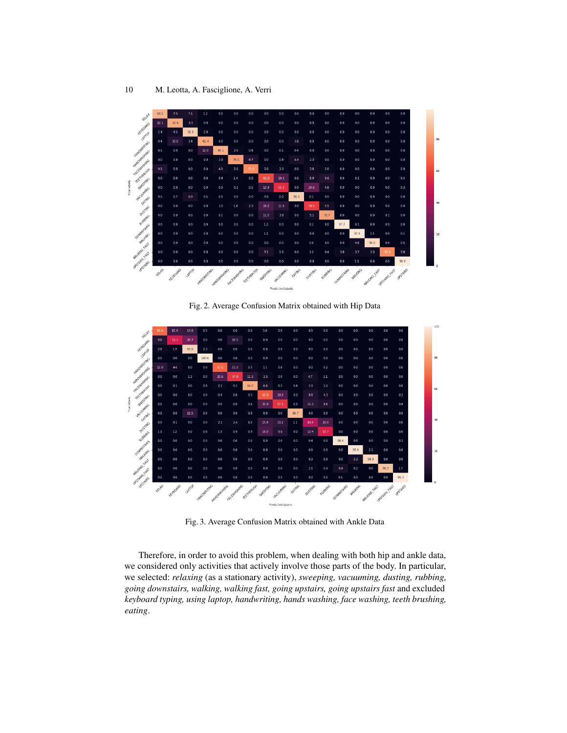Fig. 2. Average Confusion Matrix obtained with Hip Data

Fig. 3. Average Confusion Matrix obtained with Ankle Data

Therefore, in order to avoid this problem, when dealing with both hip and ankle data, we considered only activities that actively involve those parts of the body. In particular, we selected: *relaxing* (as a stationary activity), *sweeping, vacuuming, dusting, rubbing, going downstairs, walking, walking fast, going upstairs, going upstairs fast* and excluded *keyboard typing, using laptop, handwriting, hands washing, face washing, teeth brushing, eating*.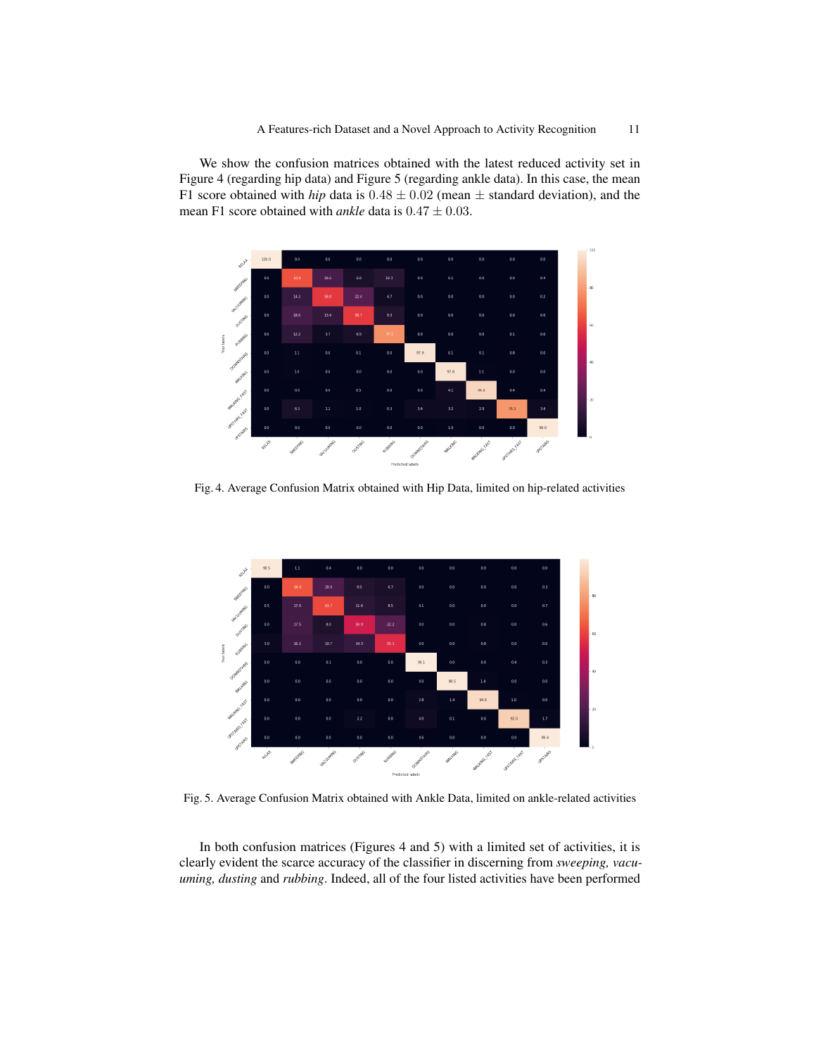We show the confusion matrices obtained with the latest reduced activity set in Figure 4 (regarding hip data) and Figure 5 (regarding ankle data). In this case, the mean F1 score obtained with *hip* data is $0.48 \pm 0.02$ (mean $\pm$ standard deviation), and the mean F1 score obtained with *ankle* data is $0.47 \pm 0.03$.

Fig. 4. Average Confusion Matrix obtained with Hip Data, limited on hip-related activities

Fig. 5. Average Confusion Matrix obtained with Ankle Data, limited on ankle-related activities

In both confusion matrices (Figures 4 and 5) with a limited set of activities, it is clearly evident the scarce accuracy of the classifier in discerning from *sweeping, vacuuming, dusting* and *rubbing*. Indeed, all of the four listed activities have been performed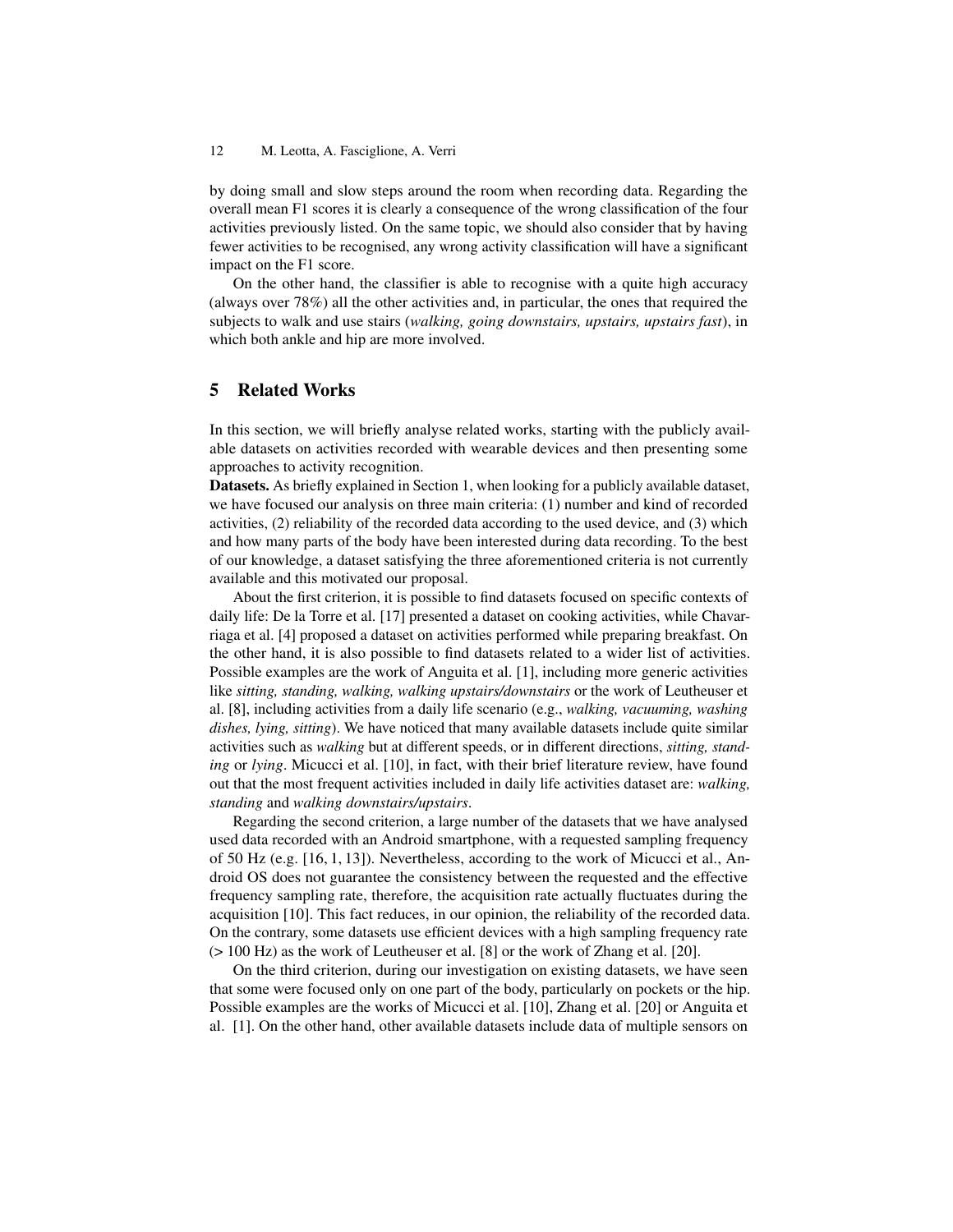by doing small and slow steps around the room when recording data. Regarding the overall mean F1 scores it is clearly a consequence of the wrong classification of the four activities previously listed. On the same topic, we should also consider that by having fewer activities to be recognised, any wrong activity classification will have a significant impact on the F1 score.

On the other hand, the classifier is able to recognise with a quite high accuracy (always over 78%) all the other activities and, in particular, the ones that required the subjects to walk and use stairs (*walking, going downstairs, upstairs, upstairs fast*), in which both ankle and hip are more involved.

## 5 Related Works

In this section, we will briefly analyse related works, starting with the publicly available datasets on activities recorded with wearable devices and then presenting some approaches to activity recognition.

**Datasets.** As briefly explained in Section 1, when looking for a publicly available dataset, we have focused our analysis on three main criteria: (1) number and kind of recorded activities, (2) reliability of the recorded data according to the used device, and (3) which and how many parts of the body have been interested during data recording. To the best of our knowledge, a dataset satisfying the three aforementioned criteria is not currently available and this motivated our proposal.

About the first criterion, it is possible to find datasets focused on specific contexts of daily life: De la Torre et al. [17] presented a dataset on cooking activities, while Chavarriaga et al. [4] proposed a dataset on activities performed while preparing breakfast. On the other hand, it is also possible to find datasets related to a wider list of activities. Possible examples are the work of Anguita et al. [1], including more generic activities like *sitting, standing, walking, walking upstairs/downstairs* or the work of Leutheuser et al. [8], including activities from a daily life scenario (e.g., *walking, vacuuming, washing dishes, lying, sitting*). We have noticed that many available datasets include quite similar activities such as *walking* but at different speeds, or in different directions, *sitting, standing* or *lying*. Micucci et al. [10], in fact, with their brief literature review, have found out that the most frequent activities included in daily life activities dataset are: *walking, standing* and *walking downstairs/upstairs*.

Regarding the second criterion, a large number of the datasets that we have analysed used data recorded with an Android smartphone, with a requested sampling frequency of 50 Hz (e.g. [16, 1, 13]). Nevertheless, according to the work of Micucci et al., Android OS does not guarantee the consistency between the requested and the effective frequency sampling rate, therefore, the acquisition rate actually fluctuates during the acquisition [10]. This fact reduces, in our opinion, the reliability of the recorded data. On the contrary, some datasets use efficient devices with a high sampling frequency rate (> 100 Hz) as the work of Leutheuser et al. [8] or the work of Zhang et al. [20].

On the third criterion, during our investigation on existing datasets, we have seen that some were focused only on one part of the body, particularly on pockets or the hip. Possible examples are the works of Micucci et al. [10], Zhang et al. [20] or Anguita et al. [1]. On the other hand, other available datasets include data of multiple sensors on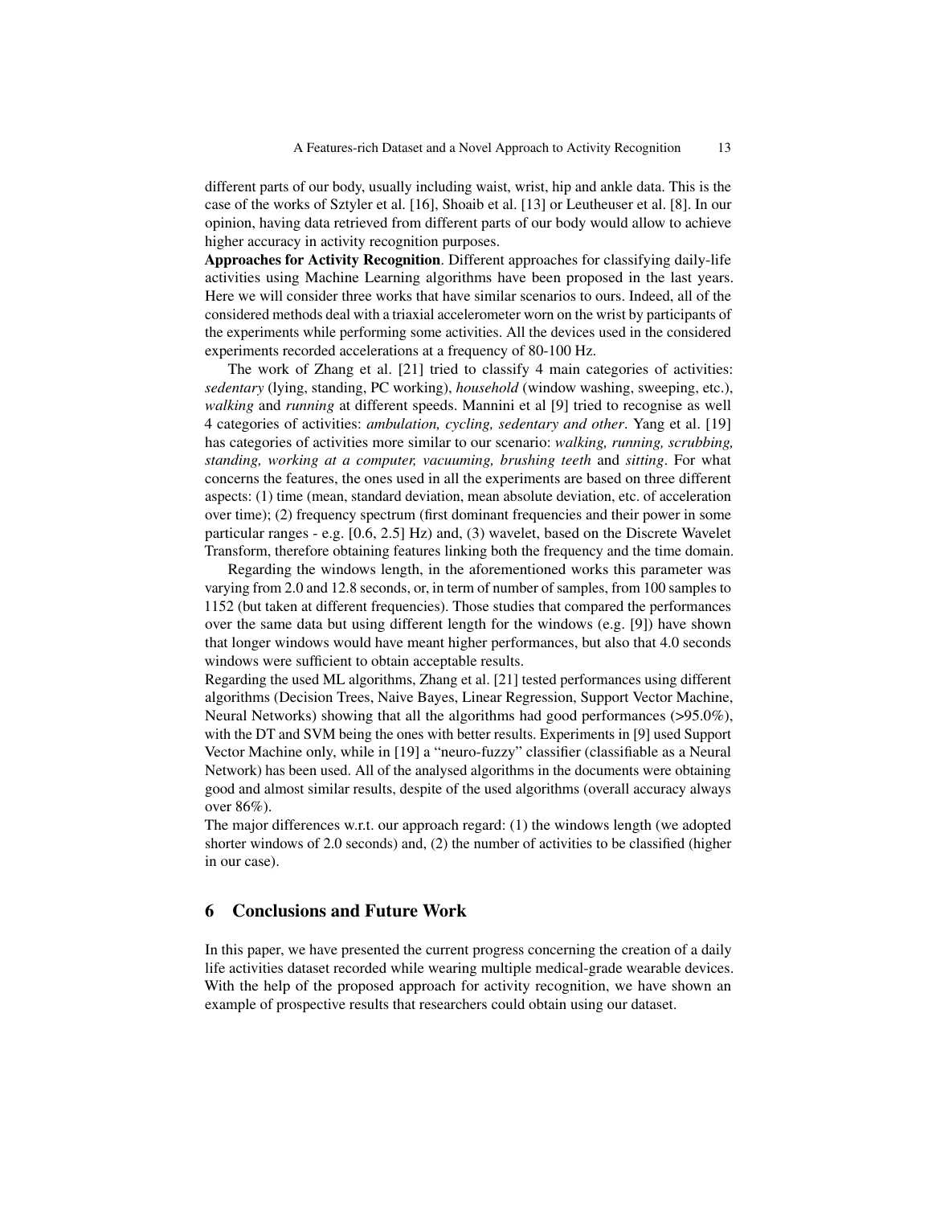different parts of our body, usually including waist, wrist, hip and ankle data. This is the case of the works of Sztyler et al. [16], Shoaib et al. [13] or Leutheuser et al. [8]. In our opinion, having data retrieved from different parts of our body would allow to achieve higher accuracy in activity recognition purposes.

**Approaches for Activity Recognition**. Different approaches for classifying daily-life activities using Machine Learning algorithms have been proposed in the last years. Here we will consider three works that have similar scenarios to ours. Indeed, all of the considered methods deal with a triaxial accelerometer worn on the wrist by participants of the experiments while performing some activities. All the devices used in the considered experiments recorded accelerations at a frequency of 80-100 Hz.

The work of Zhang et al. [21] tried to classify 4 main categories of activities: *sedentary* (lying, standing, PC working), *household* (window washing, sweeping, etc.), *walking* and *running* at different speeds. Mannini et al [9] tried to recognise as well 4 categories of activities: *ambulation, cycling, sedentary and other*. Yang et al. [19] has categories of activities more similar to our scenario: *walking, running, scrubbing, standing, working at a computer, vacuuming, brushing teeth* and *sitting*. For what concerns the features, the ones used in all the experiments are based on three different aspects: (1) time (mean, standard deviation, mean absolute deviation, etc. of acceleration over time); (2) frequency spectrum (first dominant frequencies and their power in some particular ranges - e.g. [0.6, 2.5] Hz) and, (3) wavelet, based on the Discrete Wavelet Transform, therefore obtaining features linking both the frequency and the time domain.

Regarding the windows length, in the aforementioned works this parameter was varying from 2.0 and 12.8 seconds, or, in term of number of samples, from 100 samples to 1152 (but taken at different frequencies). Those studies that compared the performances over the same data but using different length for the windows (e.g. [9]) have shown that longer windows would have meant higher performances, but also that 4.0 seconds windows were sufficient to obtain acceptable results.

Regarding the used ML algorithms, Zhang et al. [21] tested performances using different algorithms (Decision Trees, Naive Bayes, Linear Regression, Support Vector Machine, Neural Networks) showing that all the algorithms had good performances (>95.0%), with the DT and SVM being the ones with better results. Experiments in [9] used Support Vector Machine only, while in [19] a "neuro-fuzzy" classifier (classifiable as a Neural Network) has been used. All of the analysed algorithms in the documents were obtaining good and almost similar results, despite of the used algorithms (overall accuracy always over 86%).

The major differences w.r.t. our approach regard: (1) the windows length (we adopted shorter windows of 2.0 seconds) and, (2) the number of activities to be classified (higher in our case).

## 6 Conclusions and Future Work

In this paper, we have presented the current progress concerning the creation of a daily life activities dataset recorded while wearing multiple medical-grade wearable devices. With the help of the proposed approach for activity recognition, we have shown an example of prospective results that researchers could obtain using our dataset.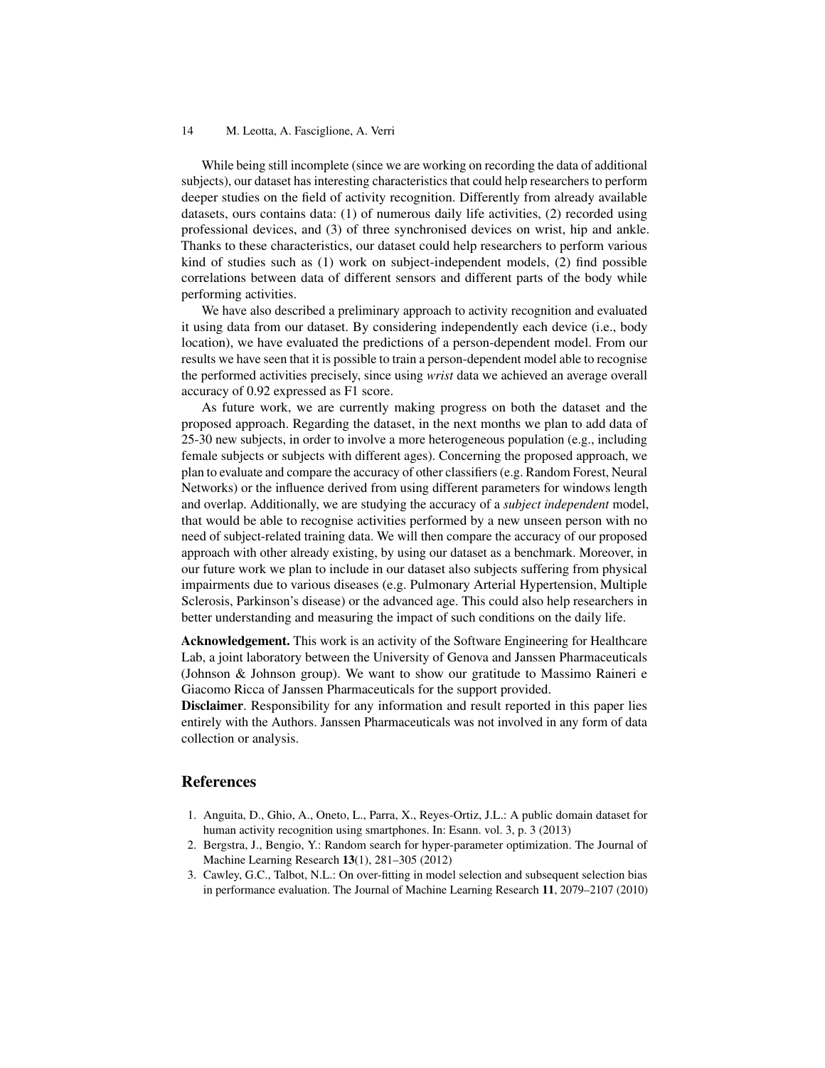While being still incomplete (since we are working on recording the data of additional subjects), our dataset has interesting characteristics that could help researchers to perform deeper studies on the field of activity recognition. Differently from already available datasets, ours contains data: (1) of numerous daily life activities, (2) recorded using professional devices, and (3) of three synchronised devices on wrist, hip and ankle. Thanks to these characteristics, our dataset could help researchers to perform various kind of studies such as (1) work on subject-independent models, (2) find possible correlations between data of different sensors and different parts of the body while performing activities.

We have also described a preliminary approach to activity recognition and evaluated it using data from our dataset. By considering independently each device (i.e., body location), we have evaluated the predictions of a person-dependent model. From our results we have seen that it is possible to train a person-dependent model able to recognise the performed activities precisely, since using *wrist* data we achieved an average overall accuracy of 0.92 expressed as F1 score.

As future work, we are currently making progress on both the dataset and the proposed approach. Regarding the dataset, in the next months we plan to add data of 25-30 new subjects, in order to involve a more heterogeneous population (e.g., including female subjects or subjects with different ages). Concerning the proposed approach, we plan to evaluate and compare the accuracy of other classifiers (e.g. Random Forest, Neural Networks) or the influence derived from using different parameters for windows length and overlap. Additionally, we are studying the accuracy of a *subject independent* model, that would be able to recognise activities performed by a new unseen person with no need of subject-related training data. We will then compare the accuracy of our proposed approach with other already existing, by using our dataset as a benchmark. Moreover, in our future work we plan to include in our dataset also subjects suffering from physical impairments due to various diseases (e.g. Pulmonary Arterial Hypertension, Multiple Sclerosis, Parkinson's disease) or the advanced age. This could also help researchers in better understanding and measuring the impact of such conditions on the daily life.

**Acknowledgement.** This work is an activity of the Software Engineering for Healthcare Lab, a joint laboratory between the University of Genova and Janssen Pharmaceuticals (Johnson & Johnson group). We want to show our gratitude to Massimo Raineri e Giacomo Ricca of Janssen Pharmaceuticals for the support provided.

**Disclaimer**. Responsibility for any information and result reported in this paper lies entirely with the Authors. Janssen Pharmaceuticals was not involved in any form of data collection or analysis.

## References

1. Anguita, D., Ghio, A., Oneto, L., Parra, X., Reyes-Ortiz, J.L.: A public domain dataset for human activity recognition using smartphones. In: Esann. vol. 3, p. 3 (2013)
2. Bergstra, J., Bengio, Y.: Random search for hyper-parameter optimization. The Journal of Machine Learning Research **13**(1), 281–305 (2012)
3. Cawley, G.C., Talbot, N.L.: On over-fitting in model selection and subsequent selection bias in performance evaluation. The Journal of Machine Learning Research **11**, 2079–2107 (2010)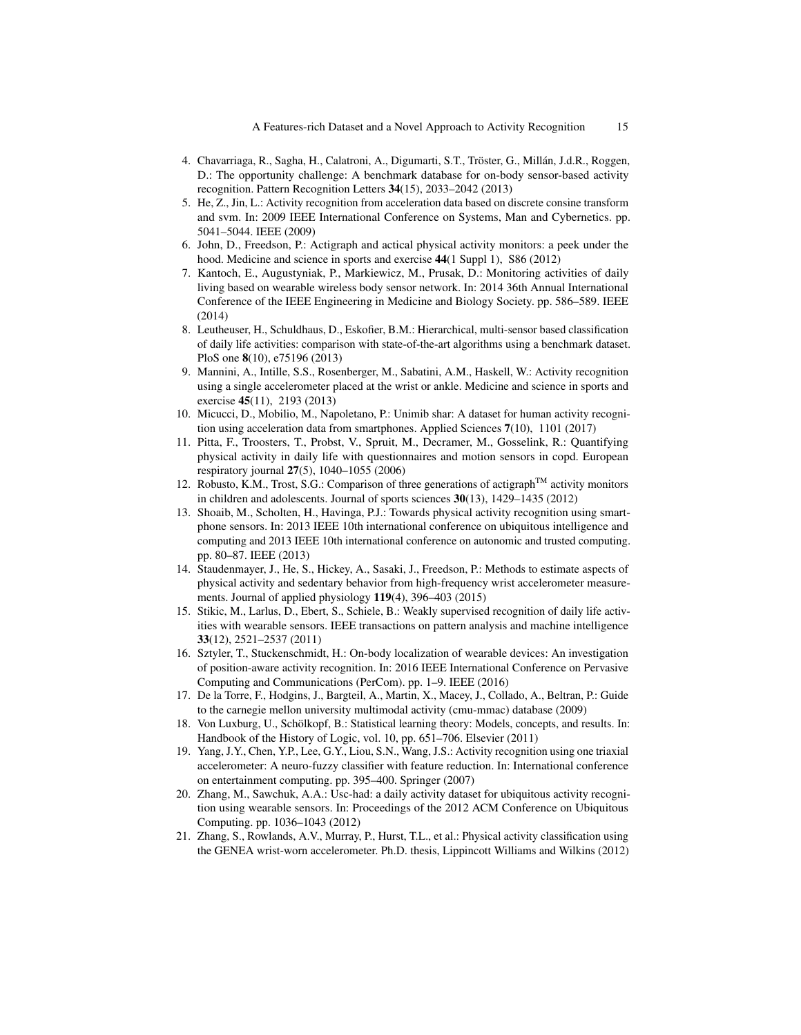4. Chavarriaga, R., Sagha, H., Calatroni, A., Digumarti, S.T., Tröster, G., Millán, J.d.R., Roggen, D.: The opportunity challenge: A benchmark database for on-body sensor-based activity recognition. Pattern Recognition Letters **34**(15), 2033–2042 (2013)
5. He, Z., Jin, L.: Activity recognition from acceleration data based on discrete consine transform and svm. In: 2009 IEEE International Conference on Systems, Man and Cybernetics. pp. 5041–5044. IEEE (2009)
6. John, D., Freedson, P.: Actigraph and actical physical activity monitors: a peek under the hood. Medicine and science in sports and exercise **44**(1 Suppl 1), S86 (2012)
7. Kantoch, E., Augustyniak, P., Markiewicz, M., Prusak, D.: Monitoring activities of daily living based on wearable wireless body sensor network. In: 2014 36th Annual International Conference of the IEEE Engineering in Medicine and Biology Society. pp. 586–589. IEEE (2014)
8. Leutheuser, H., Schuldhaus, D., Eskofier, B.M.: Hierarchical, multi-sensor based classification of daily life activities: comparison with state-of-the-art algorithms using a benchmark dataset. PloS one **8**(10), e75196 (2013)
9. Mannini, A., Intille, S.S., Rosenberger, M., Sabatini, A.M., Haskell, W.: Activity recognition using a single accelerometer placed at the wrist or ankle. Medicine and science in sports and exercise **45**(11), 2193 (2013)
10. Micucci, D., Mobilio, M., Napoletano, P.: Unimib shar: A dataset for human activity recognition using acceleration data from smartphones. Applied Sciences **7**(10), 1101 (2017)
11. Pitta, F., Troosters, T., Probst, V., Spruit, M., Decramer, M., Gosselink, R.: Quantifying physical activity in daily life with questionnaires and motion sensors in copd. European respiratory journal **27**(5), 1040–1055 (2006)
12. Robusto, K.M., Trost, S.G.: Comparison of three generations of actigraph™ activity monitors in children and adolescents. Journal of sports sciences **30**(13), 1429–1435 (2012)
13. Shoaib, M., Scholten, H., Havinga, P.J.: Towards physical activity recognition using smartphone sensors. In: 2013 IEEE 10th international conference on ubiquitous intelligence and computing and 2013 IEEE 10th international conference on autonomic and trusted computing. pp. 80–87. IEEE (2013)
14. Staudenmayer, J., He, S., Hickey, A., Sasaki, J., Freedson, P.: Methods to estimate aspects of physical activity and sedentary behavior from high-frequency wrist accelerometer measurements. Journal of applied physiology **119**(4), 396–403 (2015)
15. Stikic, M., Larlus, D., Ebert, S., Schiele, B.: Weakly supervised recognition of daily life activities with wearable sensors. IEEE transactions on pattern analysis and machine intelligence **33**(12), 2521–2537 (2011)
16. Sztyler, T., Stuckenschmidt, H.: On-body localization of wearable devices: An investigation of position-aware activity recognition. In: 2016 IEEE International Conference on Pervasive Computing and Communications (PerCom). pp. 1–9. IEEE (2016)
17. De la Torre, F., Hodgins, J., Bargteil, A., Martin, X., Macey, J., Collado, A., Beltran, P.: Guide to the carnegie mellon university multimodal activity (cmu-mmac) database (2009)
18. Von Luxburg, U., Schölkopf, B.: Statistical learning theory: Models, concepts, and results. In: Handbook of the History of Logic, vol. 10, pp. 651–706. Elsevier (2011)
19. Yang, J.Y., Chen, Y.P., Lee, G.Y., Liou, S.N., Wang, J.S.: Activity recognition using one triaxial accelerometer: A neuro-fuzzy classifier with feature reduction. In: International conference on entertainment computing. pp. 395–400. Springer (2007)
20. Zhang, M., Sawchuk, A.A.: Usc-had: a daily activity dataset for ubiquitous activity recognition using wearable sensors. In: Proceedings of the 2012 ACM Conference on Ubiquitous Computing. pp. 1036–1043 (2012)
21. Zhang, S., Rowlands, A.V., Murray, P., Hurst, T.L., et al.: Physical activity classification using the GENEA wrist-worn accelerometer. Ph.D. thesis, Lippincott Williams and Wilkins (2012)